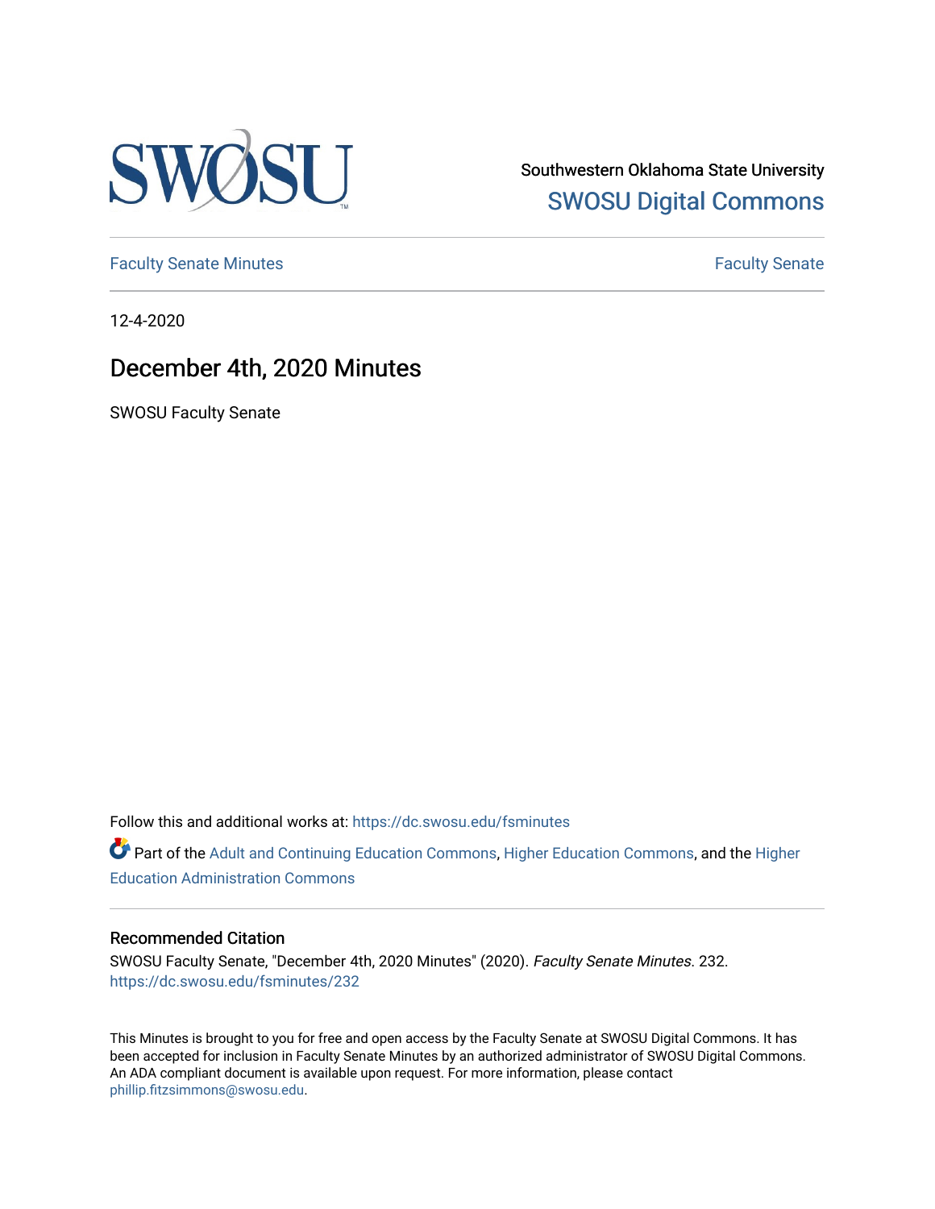Southwestern Oklahoma State University

SWOSU Digital Commons

Faculty Senate Minutes | Faculty Senate

12-4-2020

# December 4th, 2020 Minutes

SWOSU Faculty Senate

Follow this and additional works at: https://dc.swosu.edu/fsminutes

Part of the Adult and Continuing Education Commons, Higher Education Commons, and the Higher Education Administration Commons

## Recommended Citation

SWOSU Faculty Senate, "December 4th, 2020 Minutes" (2020). *Faculty Senate Minutes*. 232.
https://dc.swosu.edu/fsminutes/232

This Minutes is brought to you for free and open access by the Faculty Senate at SWOSU Digital Commons. It has been accepted for inclusion in Faculty Senate Minutes by an authorized administrator of SWOSU Digital Commons. An ADA compliant document is available upon request. For more information, please contact phillip.fitzsimmons@swosu.edu.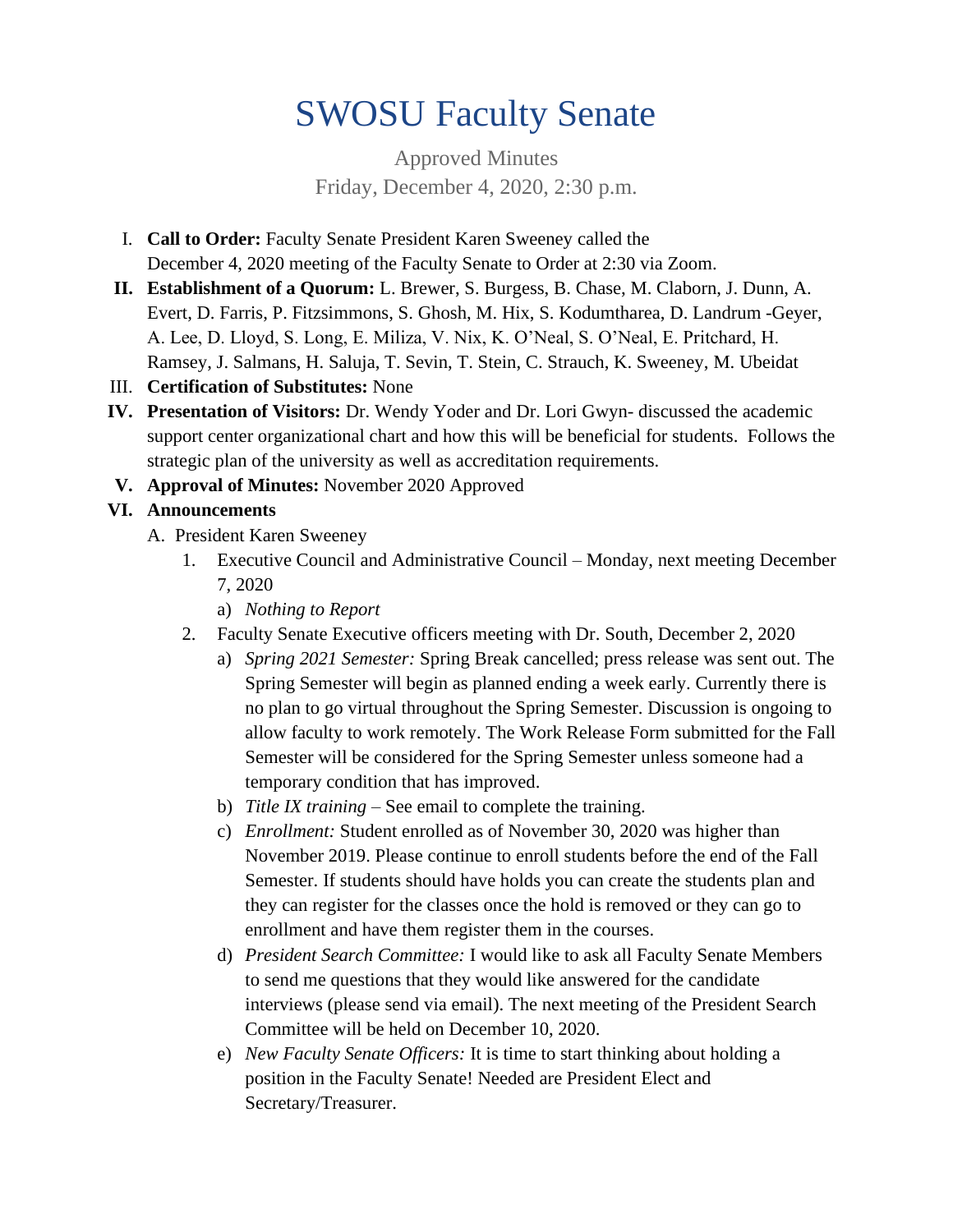# SWOSU Faculty Senate

Approved Minutes
Friday, December 4, 2020, 2:30 p.m.

I. **Call to Order:** Faculty Senate President Karen Sweeney called the December 4, 2020 meeting of the Faculty Senate to Order at 2:30 via Zoom.

**II. Establishment of a Quorum:** L. Brewer, S. Burgess, B. Chase, M. Claborn, J. Dunn, A. Evert, D. Farris, P. Fitzsimmons, S. Ghosh, M. Hix, S. Kodumtharea, D. Landrum -Geyer, A. Lee, D. Lloyd, S. Long, E. Miliza, V. Nix, K. O'Neal, S. O'Neal, E. Pritchard, H. Ramsey, J. Salmans, H. Saluja, T. Sevin, T. Stein, C. Strauch, K. Sweeney, M. Ubeidat

III. **Certification of Substitutes:** None

**IV. Presentation of Visitors:** Dr. Wendy Yoder and Dr. Lori Gwyn- discussed the academic support center organizational chart and how this will be beneficial for students. Follows the strategic plan of the university as well as accreditation requirements.

**V. Approval of Minutes:** November 2020 Approved

**VI. Announcements**

A. President Karen Sweeney

1. Executive Council and Administrative Council – Monday, next meeting December 7, 2020
   a) *Nothing to Report*
2. Faculty Senate Executive officers meeting with Dr. South, December 2, 2020
   a) *Spring 2021 Semester:* Spring Break cancelled; press release was sent out. The Spring Semester will begin as planned ending a week early. Currently there is no plan to go virtual throughout the Spring Semester. Discussion is ongoing to allow faculty to work remotely. The Work Release Form submitted for the Fall Semester will be considered for the Spring Semester unless someone had a temporary condition that has improved.
   b) *Title IX training* – See email to complete the training.
   c) *Enrollment:* Student enrolled as of November 30, 2020 was higher than November 2019. Please continue to enroll students before the end of the Fall Semester. If students should have holds you can create the students plan and they can register for the classes once the hold is removed or they can go to enrollment and have them register them in the courses.
   d) *President Search Committee:* I would like to ask all Faculty Senate Members to send me questions that they would like answered for the candidate interviews (please send via email). The next meeting of the President Search Committee will be held on December 10, 2020.
   e) *New Faculty Senate Officers:* It is time to start thinking about holding a position in the Faculty Senate! Needed are President Elect and Secretary/Treasurer.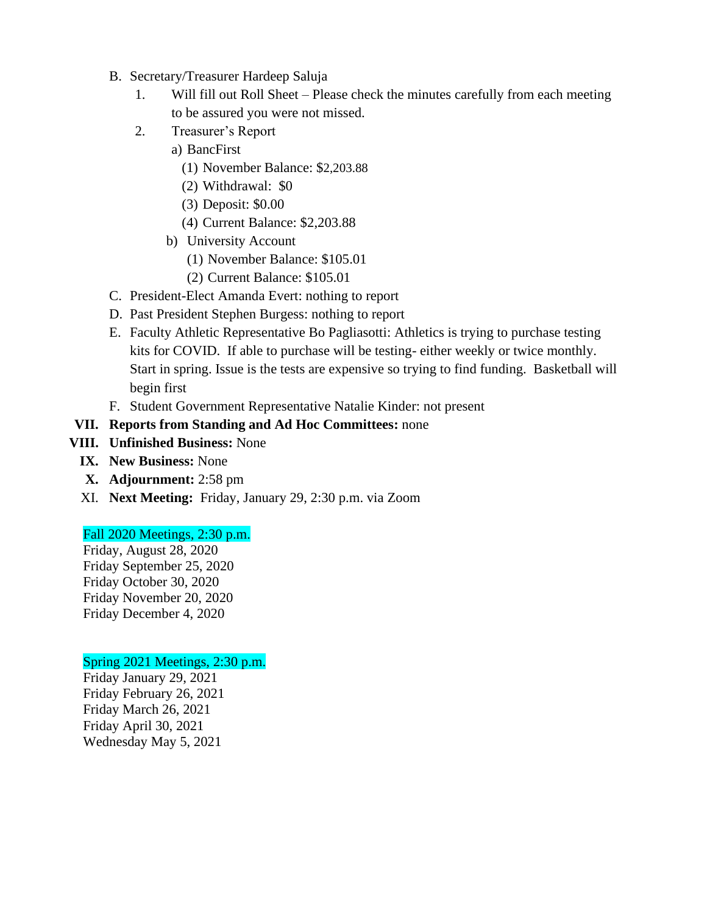B. Secretary/Treasurer Hardeep Saluja
   1. Will fill out Roll Sheet – Please check the minutes carefully from each meeting to be assured you were not missed.
   2. Treasurer's Report
      a) BancFirst
         (1) November Balance: $2,203.88
         (2) Withdrawal: $0
         (3) Deposit: $0.00
         (4) Current Balance: $2,203.88
      b) University Account
         (1) November Balance: $105.01
         (2) Current Balance: $105.01

C. President-Elect Amanda Evert: nothing to report

D. Past President Stephen Burgess: nothing to report

E. Faculty Athletic Representative Bo Pagliasotti: Athletics is trying to purchase testing kits for COVID. If able to purchase will be testing- either weekly or twice monthly. Start in spring. Issue is the tests are expensive so trying to find funding. Basketball will begin first

F. Student Government Representative Natalie Kinder: not present

VII. **Reports from Standing and Ad Hoc Committees:** none

VIII. **Unfinished Business:** None

IX. **New Business:** None

X. **Adjournment:** 2:58 pm

XI. **Next Meeting:** Friday, January 29, 2:30 p.m. via Zoom

Fall 2020 Meetings, 2:30 p.m.
Friday, August 28, 2020
Friday September 25, 2020
Friday October 30, 2020
Friday November 20, 2020
Friday December 4, 2020

Spring 2021 Meetings, 2:30 p.m.
Friday January 29, 2021
Friday February 26, 2021
Friday March 26, 2021
Friday April 30, 2021
Wednesday May 5, 2021